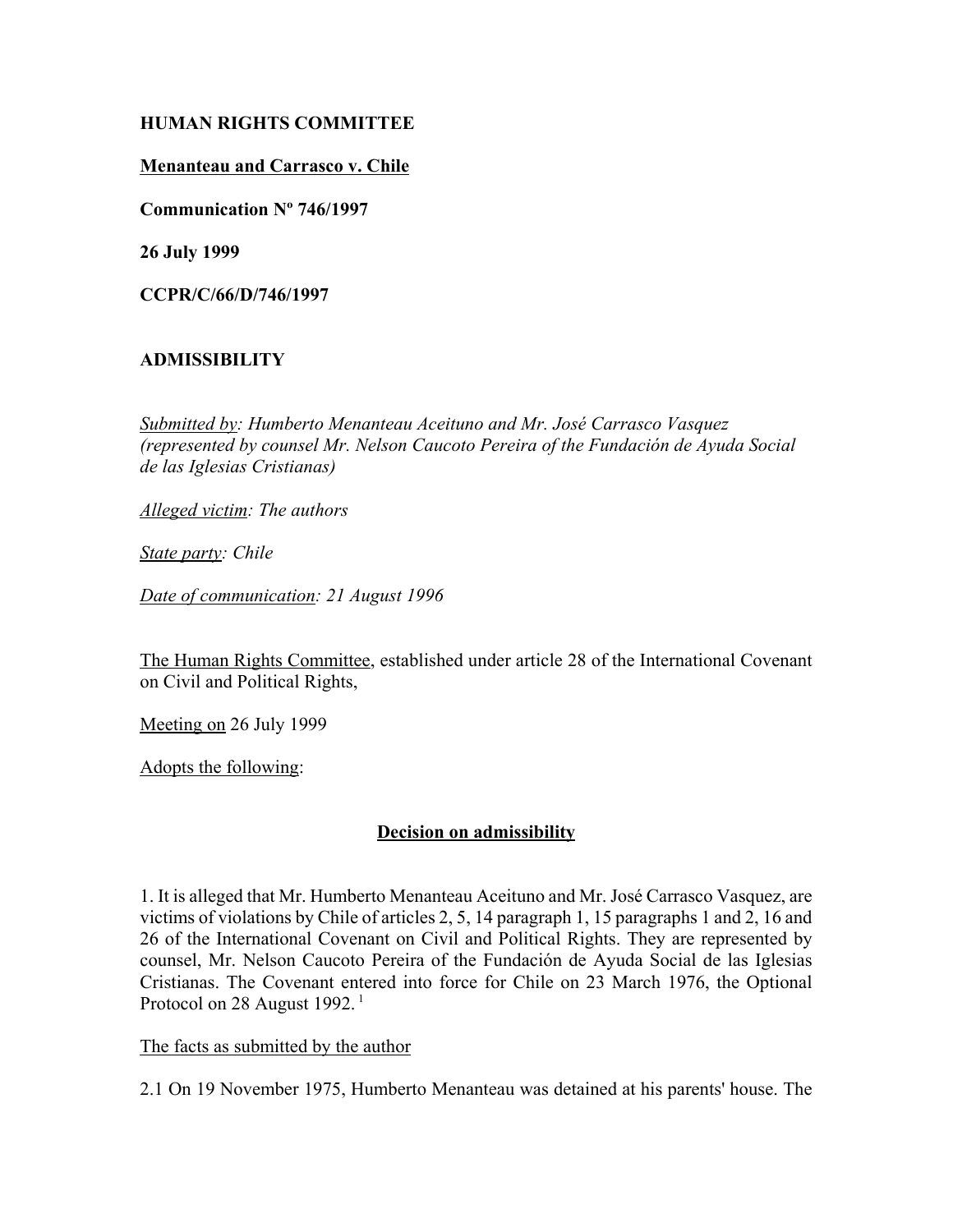**HUMAN RIGHTS COMMITTEE**

**Menanteau and Carrasco v. Chile**

**Communication Nº 746/1997**

**26 July 1999**

**CCPR/C/66/D/746/1997**

**ADMISSIBILITY**

*Submitted by: Humberto Menanteau Aceituno and Mr. José Carrasco Vasquez (represented by counsel Mr. Nelson Caucoto Pereira of the Fundación de Ayuda Social de las Iglesias Cristianas)*

*Alleged victim: The authors*

*State party: Chile*

*Date of communication: 21 August 1996*

The Human Rights Committee, established under article 28 of the International Covenant on Civil and Political Rights,

Meeting on 26 July 1999

Adopts the following:

**Decision on admissibility**

1. It is alleged that Mr. Humberto Menanteau Aceituno and Mr. José Carrasco Vasquez, are victims of violations by Chile of articles 2, 5, 14 paragraph 1, 15 paragraphs 1 and 2, 16 and 26 of the International Covenant on Civil and Political Rights. They are represented by counsel, Mr. Nelson Caucoto Pereira of the Fundación de Ayuda Social de las Iglesias Cristianas. The Covenant entered into force for Chile on 23 March 1976, the Optional Protocol on 28 August 1992. [1]

The facts as submitted by the author

2.1 On 19 November 1975, Humberto Menanteau was detained at his parents' house. The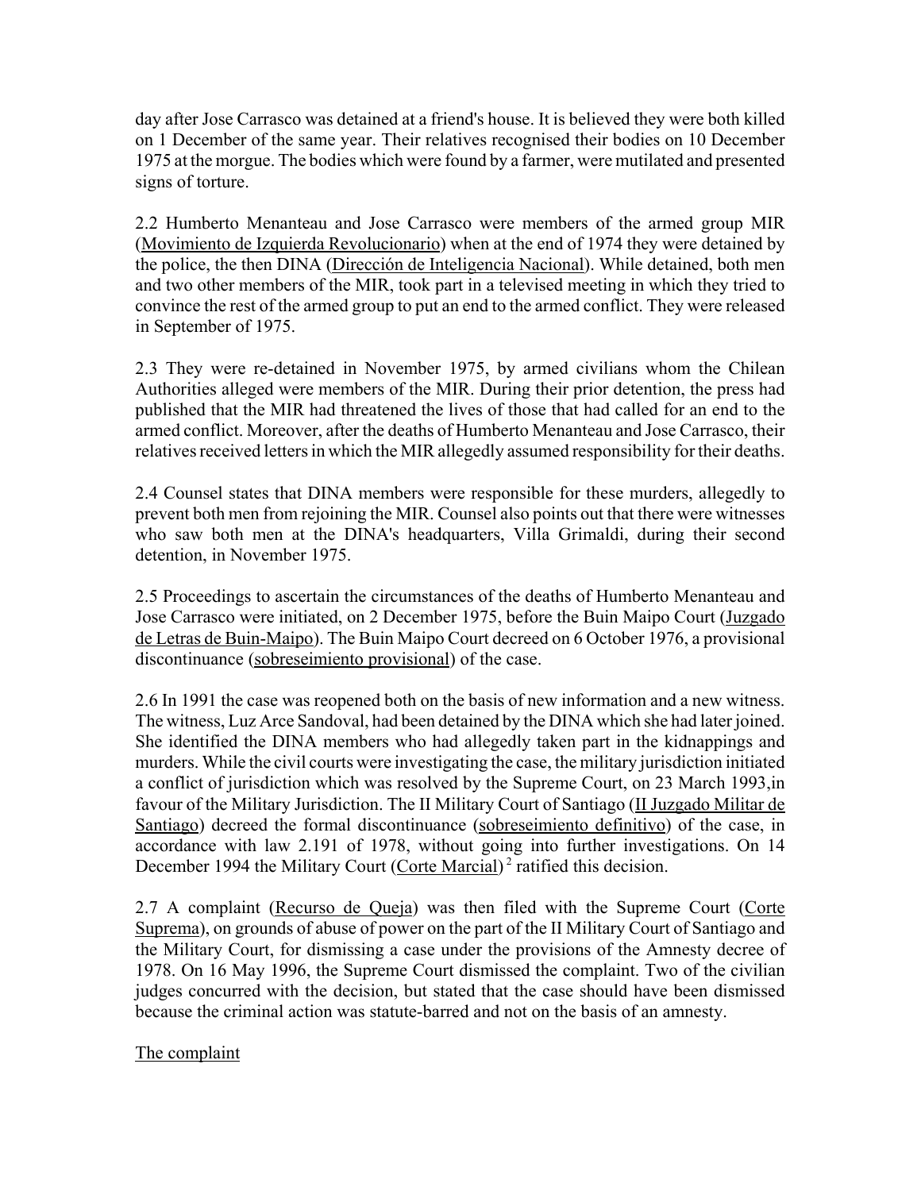day after Jose Carrasco was detained at a friend's house. It is believed they were both killed on 1 December of the same year. Their relatives recognised their bodies on 10 December 1975 at the morgue. The bodies which were found by a farmer, were mutilated and presented signs of torture.

2.2 Humberto Menanteau and Jose Carrasco were members of the armed group MIR (Movimiento de Izquierda Revolucionario) when at the end of 1974 they were detained by the police, the then DINA (Dirección de Inteligencia Nacional). While detained, both men and two other members of the MIR, took part in a televised meeting in which they tried to convince the rest of the armed group to put an end to the armed conflict. They were released in September of 1975.

2.3 They were re-detained in November 1975, by armed civilians whom the Chilean Authorities alleged were members of the MIR. During their prior detention, the press had published that the MIR had threatened the lives of those that had called for an end to the armed conflict. Moreover, after the deaths of Humberto Menanteau and Jose Carrasco, their relatives received letters in which the MIR allegedly assumed responsibility for their deaths.

2.4 Counsel states that DINA members were responsible for these murders, allegedly to prevent both men from rejoining the MIR. Counsel also points out that there were witnesses who saw both men at the DINA's headquarters, Villa Grimaldi, during their second detention, in November 1975.

2.5 Proceedings to ascertain the circumstances of the deaths of Humberto Menanteau and Jose Carrasco were initiated, on 2 December 1975, before the Buin Maipo Court (Juzgado de Letras de Buin-Maipo). The Buin Maipo Court decreed on 6 October 1976, a provisional discontinuance (sobreseimiento provisional) of the case.

2.6 In 1991 the case was reopened both on the basis of new information and a new witness. The witness, Luz Arce Sandoval, had been detained by the DINA which she had later joined. She identified the DINA members who had allegedly taken part in the kidnappings and murders. While the civil courts were investigating the case, the military jurisdiction initiated a conflict of jurisdiction which was resolved by the Supreme Court, on 23 March 1993,in favour of the Military Jurisdiction. The II Military Court of Santiago (II Juzgado Militar de Santiago) decreed the formal discontinuance (sobreseimiento definitivo) of the case, in accordance with law 2.191 of 1978, without going into further investigations. On 14 December 1994 the Military Court (Corte Marcial) [2] ratified this decision.

2.7 A complaint (Recurso de Queja) was then filed with the Supreme Court (Corte Suprema), on grounds of abuse of power on the part of the II Military Court of Santiago and the Military Court, for dismissing a case under the provisions of the Amnesty decree of 1978. On 16 May 1996, the Supreme Court dismissed the complaint. Two of the civilian judges concurred with the decision, but stated that the case should have been dismissed because the criminal action was statute-barred and not on the basis of an amnesty.

The complaint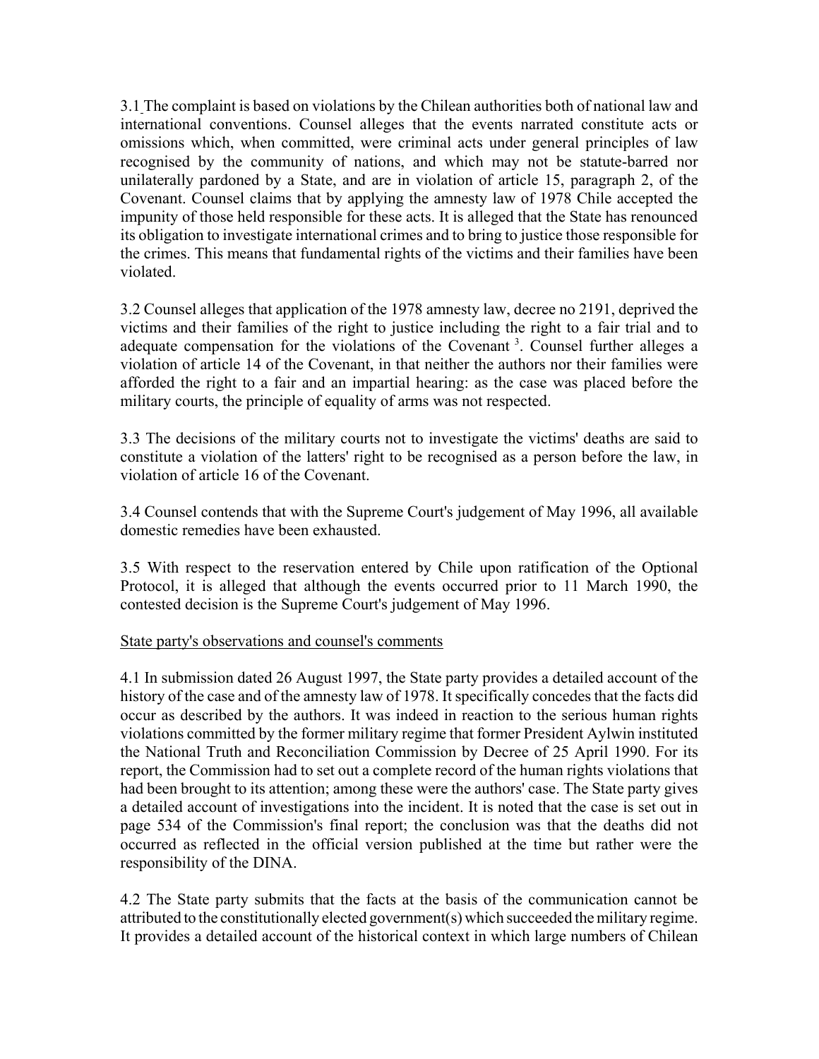3.1 The complaint is based on violations by the Chilean authorities both of national law and international conventions. Counsel alleges that the events narrated constitute acts or omissions which, when committed, were criminal acts under general principles of law recognised by the community of nations, and which may not be statute-barred nor unilaterally pardoned by a State, and are in violation of article 15, paragraph 2, of the Covenant. Counsel claims that by applying the amnesty law of 1978 Chile accepted the impunity of those held responsible for these acts. It is alleged that the State has renounced its obligation to investigate international crimes and to bring to justice those responsible for the crimes. This means that fundamental rights of the victims and their families have been violated.

3.2 Counsel alleges that application of the 1978 amnesty law, decree no 2191, deprived the victims and their families of the right to justice including the right to a fair trial and to adequate compensation for the violations of the Covenant [3]. Counsel further alleges a violation of article 14 of the Covenant, in that neither the authors nor their families were afforded the right to a fair and an impartial hearing: as the case was placed before the military courts, the principle of equality of arms was not respected.

3.3 The decisions of the military courts not to investigate the victims' deaths are said to constitute a violation of the latters' right to be recognised as a person before the law, in violation of article 16 of the Covenant.

3.4 Counsel contends that with the Supreme Court's judgement of May 1996, all available domestic remedies have been exhausted.

3.5 With respect to the reservation entered by Chile upon ratification of the Optional Protocol, it is alleged that although the events occurred prior to 11 March 1990, the contested decision is the Supreme Court's judgement of May 1996.

State party's observations and counsel's comments

4.1 In submission dated 26 August 1997, the State party provides a detailed account of the history of the case and of the amnesty law of 1978. It specifically concedes that the facts did occur as described by the authors. It was indeed in reaction to the serious human rights violations committed by the former military regime that former President Aylwin instituted the National Truth and Reconciliation Commission by Decree of 25 April 1990. For its report, the Commission had to set out a complete record of the human rights violations that had been brought to its attention; among these were the authors' case. The State party gives a detailed account of investigations into the incident. It is noted that the case is set out in page 534 of the Commission's final report; the conclusion was that the deaths did not occurred as reflected in the official version published at the time but rather were the responsibility of the DINA.

4.2 The State party submits that the facts at the basis of the communication cannot be attributed to the constitutionally elected government(s) which succeeded the military regime. It provides a detailed account of the historical context in which large numbers of Chilean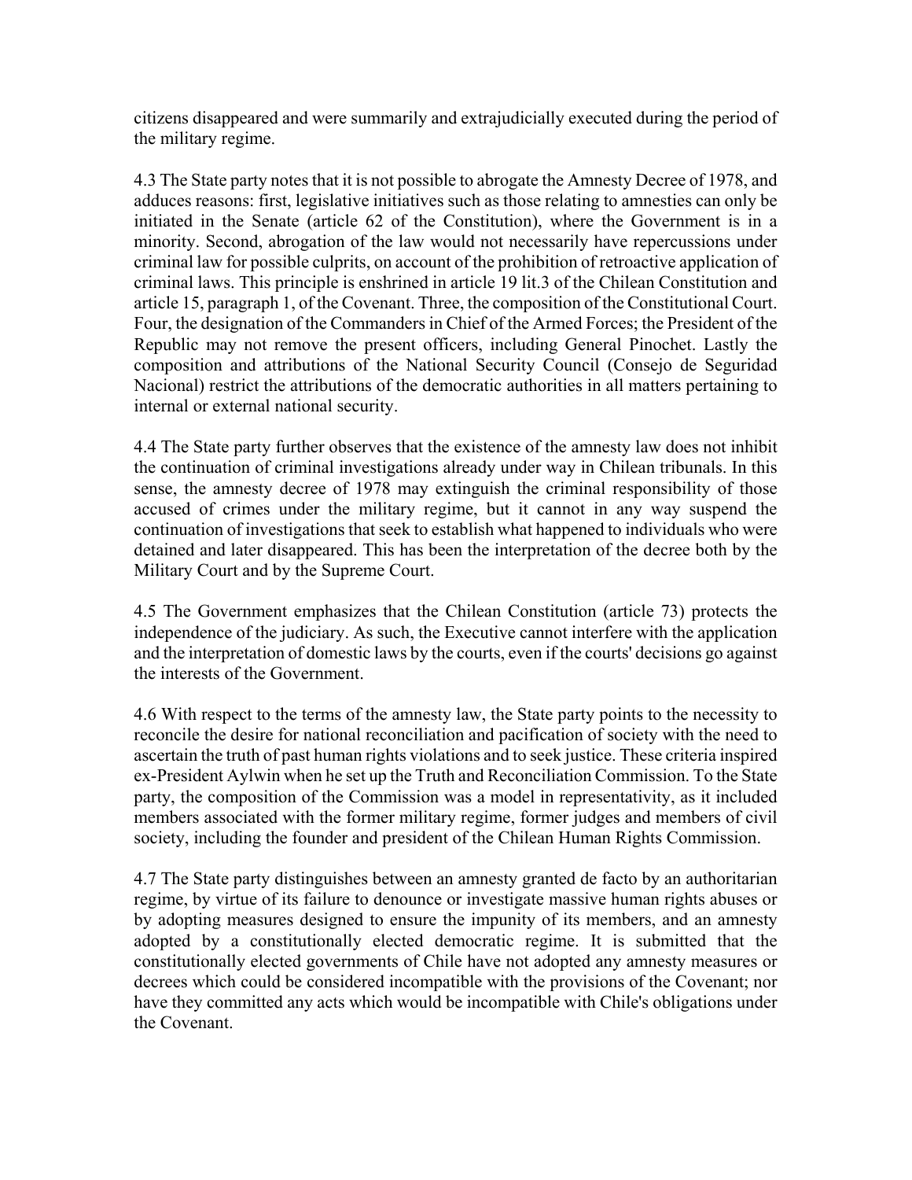citizens disappeared and were summarily and extrajudicially executed during the period of the military regime.

4.3 The State party notes that it is not possible to abrogate the Amnesty Decree of 1978, and adduces reasons: first, legislative initiatives such as those relating to amnesties can only be initiated in the Senate (article 62 of the Constitution), where the Government is in a minority. Second, abrogation of the law would not necessarily have repercussions under criminal law for possible culprits, on account of the prohibition of retroactive application of criminal laws. This principle is enshrined in article 19 lit.3 of the Chilean Constitution and article 15, paragraph 1, of the Covenant. Three, the composition of the Constitutional Court. Four, the designation of the Commanders in Chief of the Armed Forces; the President of the Republic may not remove the present officers, including General Pinochet. Lastly the composition and attributions of the National Security Council (Consejo de Seguridad Nacional) restrict the attributions of the democratic authorities in all matters pertaining to internal or external national security.

4.4 The State party further observes that the existence of the amnesty law does not inhibit the continuation of criminal investigations already under way in Chilean tribunals. In this sense, the amnesty decree of 1978 may extinguish the criminal responsibility of those accused of crimes under the military regime, but it cannot in any way suspend the continuation of investigations that seek to establish what happened to individuals who were detained and later disappeared. This has been the interpretation of the decree both by the Military Court and by the Supreme Court.

4.5 The Government emphasizes that the Chilean Constitution (article 73) protects the independence of the judiciary. As such, the Executive cannot interfere with the application and the interpretation of domestic laws by the courts, even if the courts' decisions go against the interests of the Government.

4.6 With respect to the terms of the amnesty law, the State party points to the necessity to reconcile the desire for national reconciliation and pacification of society with the need to ascertain the truth of past human rights violations and to seek justice. These criteria inspired ex-President Aylwin when he set up the Truth and Reconciliation Commission. To the State party, the composition of the Commission was a model in representativity, as it included members associated with the former military regime, former judges and members of civil society, including the founder and president of the Chilean Human Rights Commission.

4.7 The State party distinguishes between an amnesty granted de facto by an authoritarian regime, by virtue of its failure to denounce or investigate massive human rights abuses or by adopting measures designed to ensure the impunity of its members, and an amnesty adopted by a constitutionally elected democratic regime. It is submitted that the constitutionally elected governments of Chile have not adopted any amnesty measures or decrees which could be considered incompatible with the provisions of the Covenant; nor have they committed any acts which would be incompatible with Chile's obligations under the Covenant.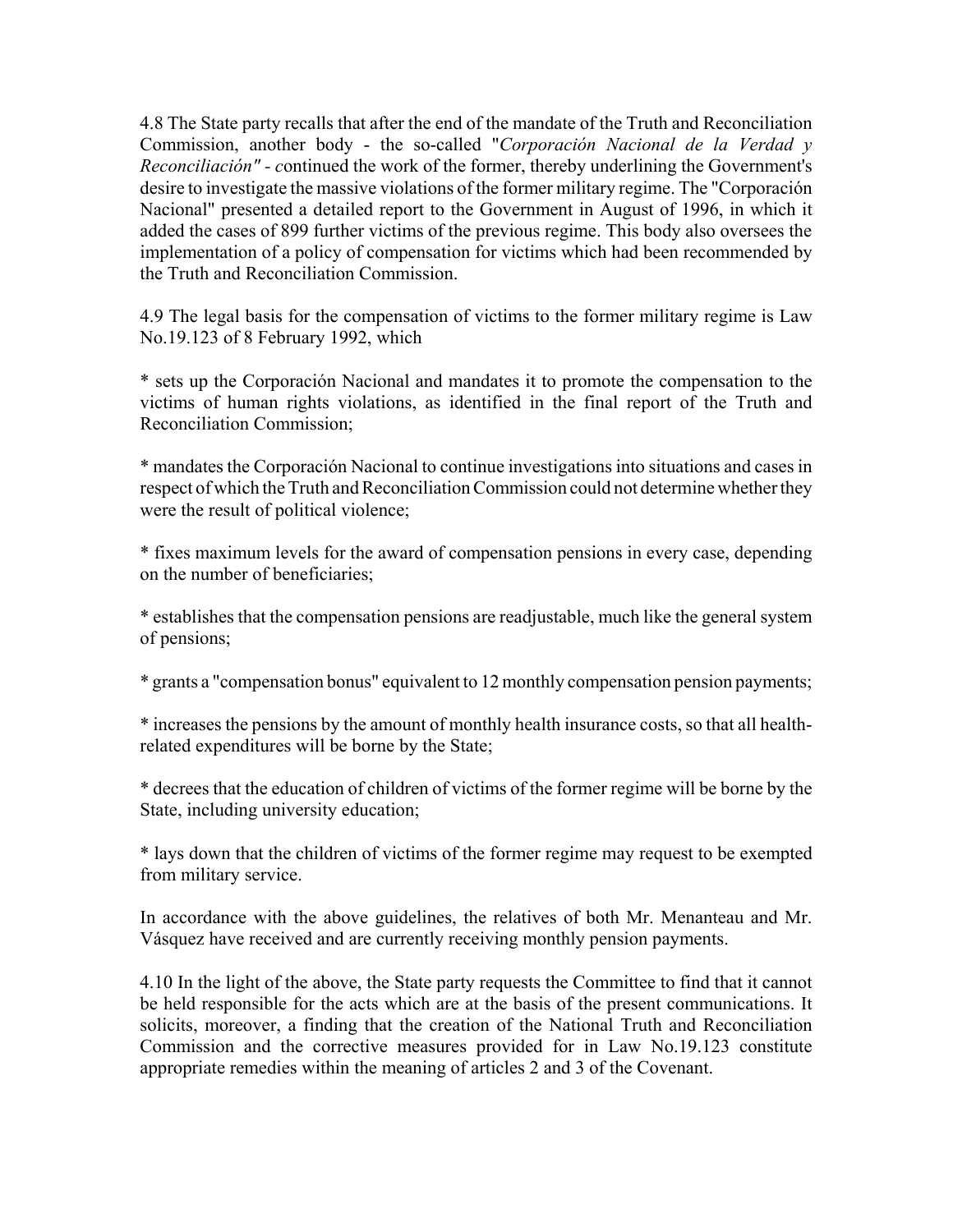4.8 The State party recalls that after the end of the mandate of the Truth and Reconciliation Commission, another body - the so-called "*Corporación Nacional de la Verdad y Reconciliación" - c*ontinued the work of the former, thereby underlining the Government's desire to investigate the massive violations of the former military regime. The "Corporación Nacional" presented a detailed report to the Government in August of 1996, in which it added the cases of 899 further victims of the previous regime. This body also oversees the implementation of a policy of compensation for victims which had been recommended by the Truth and Reconciliation Commission.

4.9 The legal basis for the compensation of victims to the former military regime is Law No.19.123 of 8 February 1992, which

* sets up the Corporación Nacional and mandates it to promote the compensation to the victims of human rights violations, as identified in the final report of the Truth and Reconciliation Commission;

* mandates the Corporación Nacional to continue investigations into situations and cases in respect of which the Truth and Reconciliation Commission could not determine whether they were the result of political violence;

* fixes maximum levels for the award of compensation pensions in every case, depending on the number of beneficiaries;

* establishes that the compensation pensions are readjustable, much like the general system of pensions;

* grants a "compensation bonus" equivalent to 12 monthly compensation pension payments;

* increases the pensions by the amount of monthly health insurance costs, so that all health-related expenditures will be borne by the State;

* decrees that the education of children of victims of the former regime will be borne by the State, including university education;

* lays down that the children of victims of the former regime may request to be exempted from military service.

In accordance with the above guidelines, the relatives of both Mr. Menanteau and Mr. Vásquez have received and are currently receiving monthly pension payments.

4.10 In the light of the above, the State party requests the Committee to find that it cannot be held responsible for the acts which are at the basis of the present communications. It solicits, moreover, a finding that the creation of the National Truth and Reconciliation Commission and the corrective measures provided for in Law No.19.123 constitute appropriate remedies within the meaning of articles 2 and 3 of the Covenant.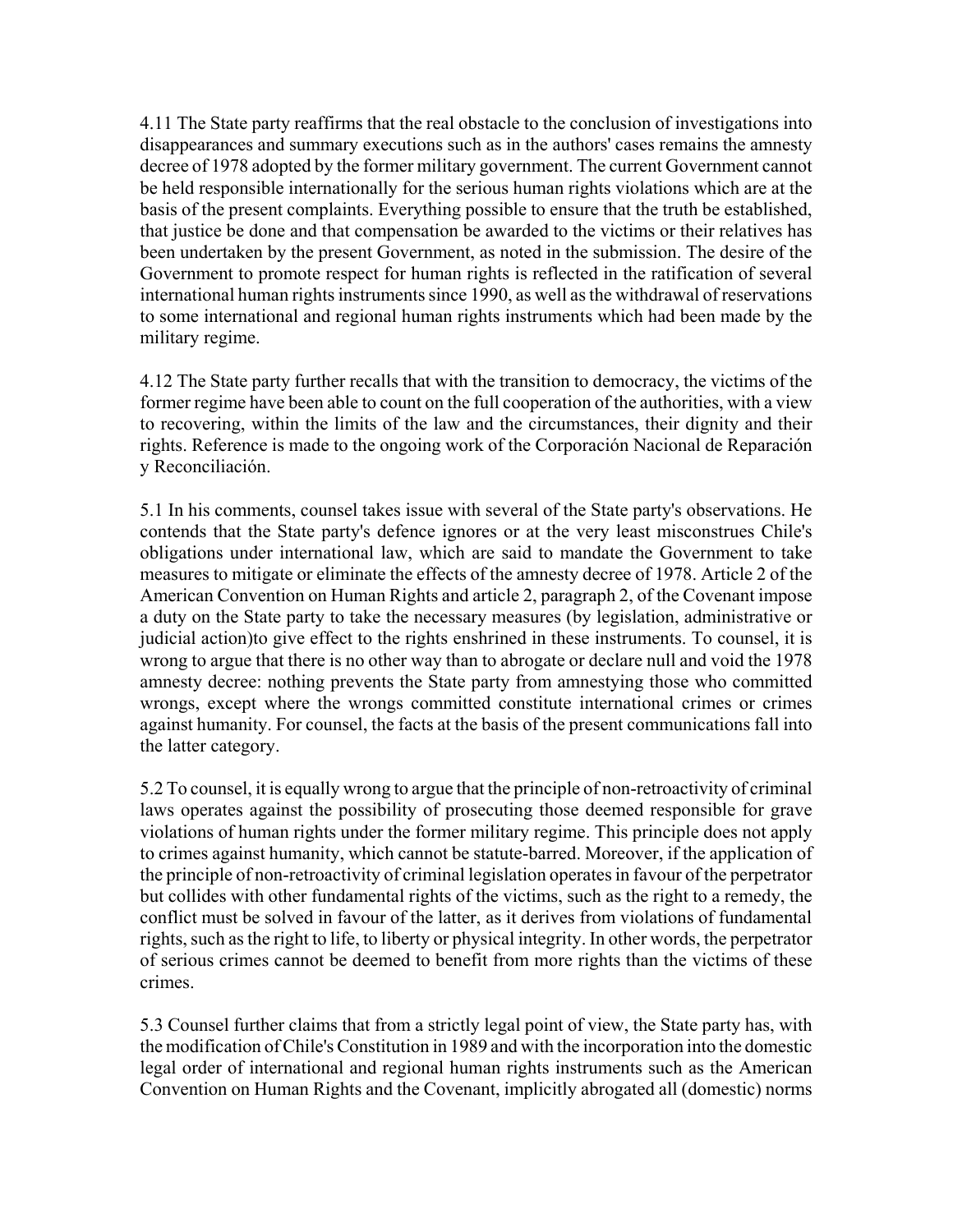4.11 The State party reaffirms that the real obstacle to the conclusion of investigations into disappearances and summary executions such as in the authors' cases remains the amnesty decree of 1978 adopted by the former military government. The current Government cannot be held responsible internationally for the serious human rights violations which are at the basis of the present complaints. Everything possible to ensure that the truth be established, that justice be done and that compensation be awarded to the victims or their relatives has been undertaken by the present Government, as noted in the submission. The desire of the Government to promote respect for human rights is reflected in the ratification of several international human rights instruments since 1990, as well as the withdrawal of reservations to some international and regional human rights instruments which had been made by the military regime.

4.12 The State party further recalls that with the transition to democracy, the victims of the former regime have been able to count on the full cooperation of the authorities, with a view to recovering, within the limits of the law and the circumstances, their dignity and their rights. Reference is made to the ongoing work of the Corporación Nacional de Reparación y Reconciliación.

5.1 In his comments, counsel takes issue with several of the State party's observations. He contends that the State party's defence ignores or at the very least misconstrues Chile's obligations under international law, which are said to mandate the Government to take measures to mitigate or eliminate the effects of the amnesty decree of 1978. Article 2 of the American Convention on Human Rights and article 2, paragraph 2, of the Covenant impose a duty on the State party to take the necessary measures (by legislation, administrative or judicial action)to give effect to the rights enshrined in these instruments. To counsel, it is wrong to argue that there is no other way than to abrogate or declare null and void the 1978 amnesty decree: nothing prevents the State party from amnestying those who committed wrongs, except where the wrongs committed constitute international crimes or crimes against humanity. For counsel, the facts at the basis of the present communications fall into the latter category.

5.2 To counsel, it is equally wrong to argue that the principle of non-retroactivity of criminal laws operates against the possibility of prosecuting those deemed responsible for grave violations of human rights under the former military regime. This principle does not apply to crimes against humanity, which cannot be statute-barred. Moreover, if the application of the principle of non-retroactivity of criminal legislation operates in favour of the perpetrator but collides with other fundamental rights of the victims, such as the right to a remedy, the conflict must be solved in favour of the latter, as it derives from violations of fundamental rights, such as the right to life, to liberty or physical integrity. In other words, the perpetrator of serious crimes cannot be deemed to benefit from more rights than the victims of these crimes.

5.3 Counsel further claims that from a strictly legal point of view, the State party has, with the modification of Chile's Constitution in 1989 and with the incorporation into the domestic legal order of international and regional human rights instruments such as the American Convention on Human Rights and the Covenant, implicitly abrogated all (domestic) norms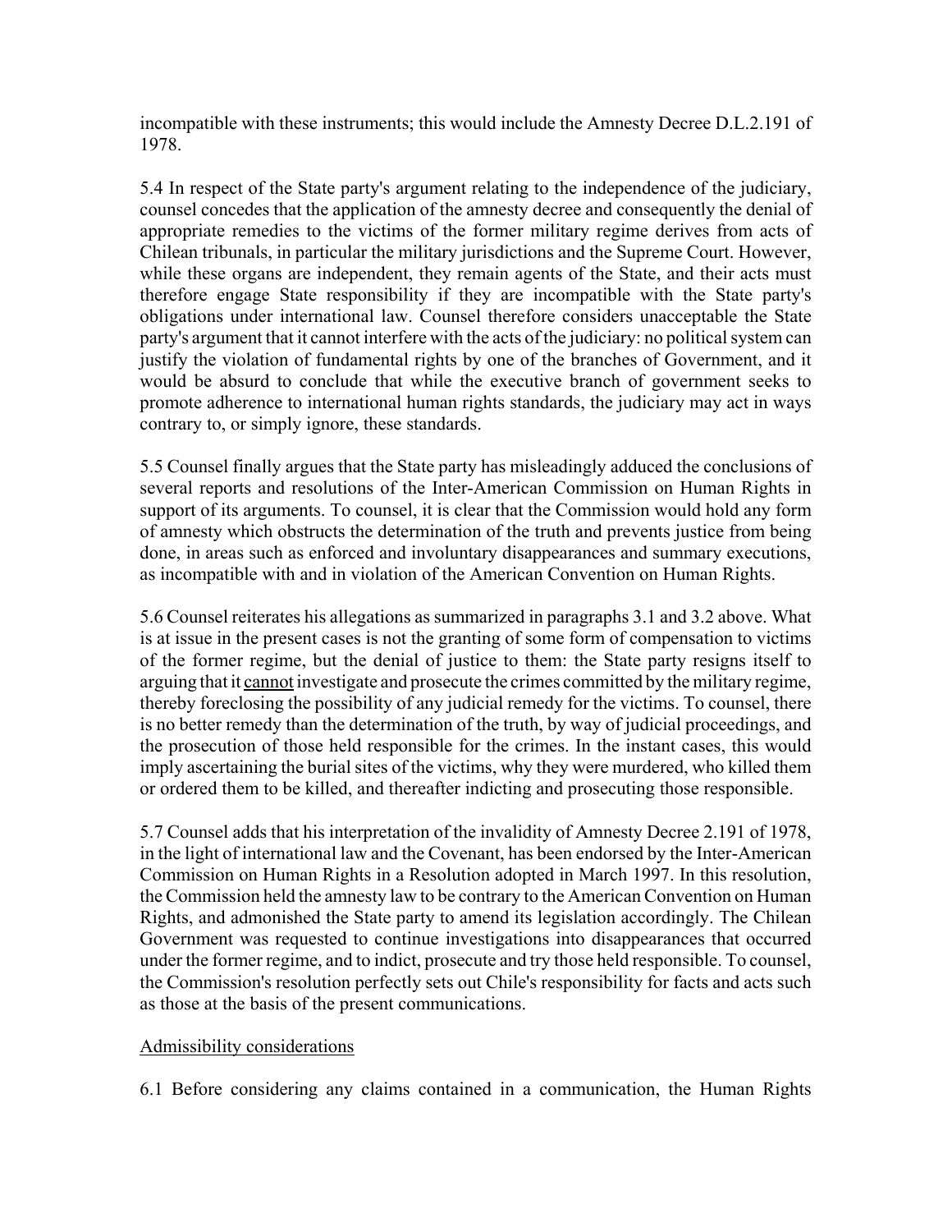incompatible with these instruments; this would include the Amnesty Decree D.L.2.191 of 1978.

5.4 In respect of the State party's argument relating to the independence of the judiciary, counsel concedes that the application of the amnesty decree and consequently the denial of appropriate remedies to the victims of the former military regime derives from acts of Chilean tribunals, in particular the military jurisdictions and the Supreme Court. However, while these organs are independent, they remain agents of the State, and their acts must therefore engage State responsibility if they are incompatible with the State party's obligations under international law. Counsel therefore considers unacceptable the State party's argument that it cannot interfere with the acts of the judiciary: no political system can justify the violation of fundamental rights by one of the branches of Government, and it would be absurd to conclude that while the executive branch of government seeks to promote adherence to international human rights standards, the judiciary may act in ways contrary to, or simply ignore, these standards.

5.5 Counsel finally argues that the State party has misleadingly adduced the conclusions of several reports and resolutions of the Inter-American Commission on Human Rights in support of its arguments. To counsel, it is clear that the Commission would hold any form of amnesty which obstructs the determination of the truth and prevents justice from being done, in areas such as enforced and involuntary disappearances and summary executions, as incompatible with and in violation of the American Convention on Human Rights.

5.6 Counsel reiterates his allegations as summarized in paragraphs 3.1 and 3.2 above. What is at issue in the present cases is not the granting of some form of compensation to victims of the former regime, but the denial of justice to them: the State party resigns itself to arguing that it <u>cannot</u> investigate and prosecute the crimes committed by the military regime, thereby foreclosing the possibility of any judicial remedy for the victims. To counsel, there is no better remedy than the determination of the truth, by way of judicial proceedings, and the prosecution of those held responsible for the crimes. In the instant cases, this would imply ascertaining the burial sites of the victims, why they were murdered, who killed them or ordered them to be killed, and thereafter indicting and prosecuting those responsible.

5.7 Counsel adds that his interpretation of the invalidity of Amnesty Decree 2.191 of 1978, in the light of international law and the Covenant, has been endorsed by the Inter-American Commission on Human Rights in a Resolution adopted in March 1997. In this resolution, the Commission held the amnesty law to be contrary to the American Convention on Human Rights, and admonished the State party to amend its legislation accordingly. The Chilean Government was requested to continue investigations into disappearances that occurred under the former regime, and to indict, prosecute and try those held responsible. To counsel, the Commission's resolution perfectly sets out Chile's responsibility for facts and acts such as those at the basis of the present communications.

<u>Admissibility considerations</u>

6.1 Before considering any claims contained in a communication, the Human Rights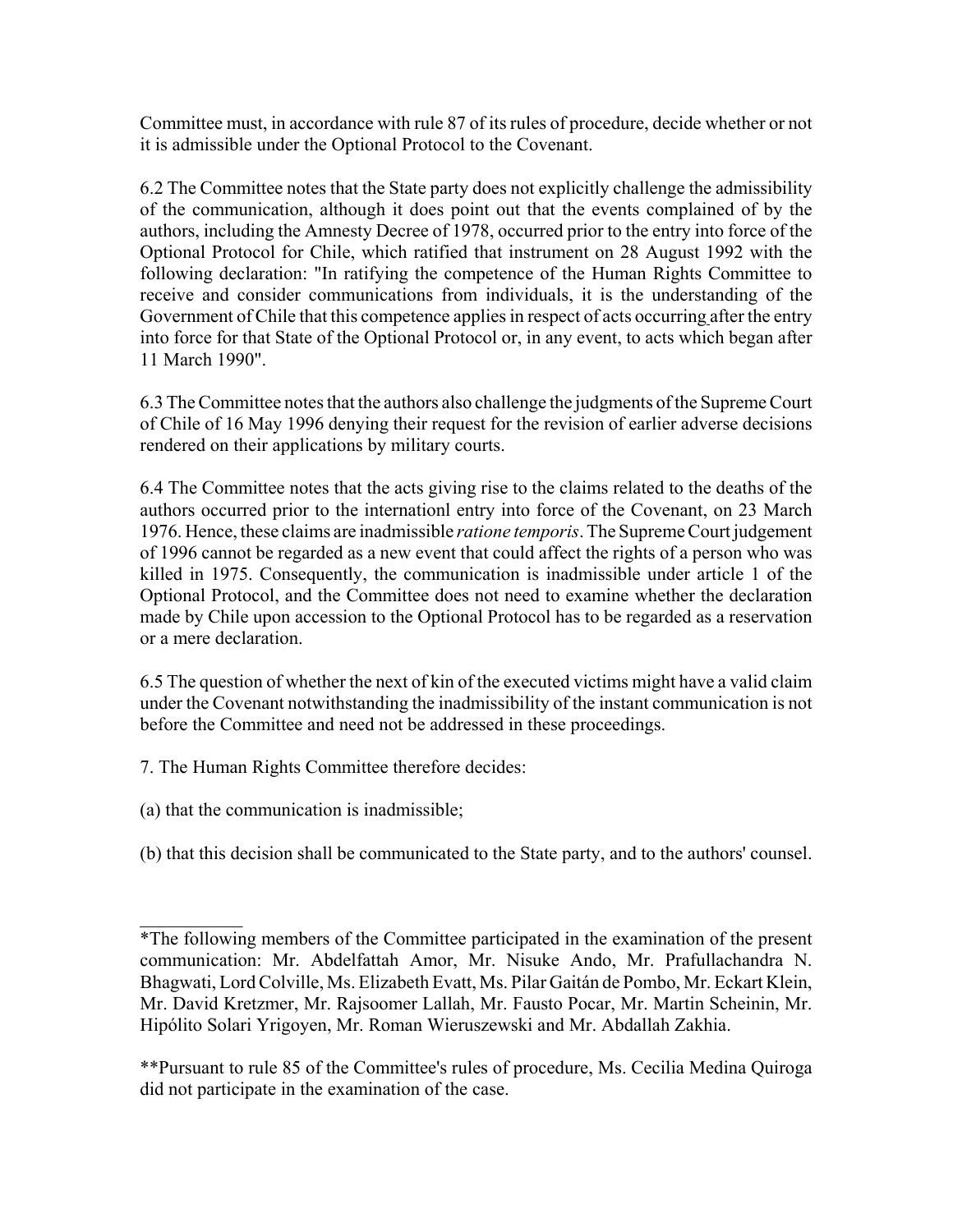Committee must, in accordance with rule 87 of its rules of procedure, decide whether or not it is admissible under the Optional Protocol to the Covenant.

6.2 The Committee notes that the State party does not explicitly challenge the admissibility of the communication, although it does point out that the events complained of by the authors, including the Amnesty Decree of 1978, occurred prior to the entry into force of the Optional Protocol for Chile, which ratified that instrument on 28 August 1992 with the following declaration: "In ratifying the competence of the Human Rights Committee to receive and consider communications from individuals, it is the understanding of the Government of Chile that this competence applies in respect of acts occurring after the entry into force for that State of the Optional Protocol or, in any event, to acts which began after 11 March 1990".

6.3 The Committee notes that the authors also challenge the judgments of the Supreme Court of Chile of 16 May 1996 denying their request for the revision of earlier adverse decisions rendered on their applications by military courts.

6.4 The Committee notes that the acts giving rise to the claims related to the deaths of the authors occurred prior to the internationl entry into force of the Covenant, on 23 March 1976. Hence, these claims are inadmissible *ratione temporis*. The Supreme Court judgement of 1996 cannot be regarded as a new event that could affect the rights of a person who was killed in 1975. Consequently, the communication is inadmissible under article 1 of the Optional Protocol, and the Committee does not need to examine whether the declaration made by Chile upon accession to the Optional Protocol has to be regarded as a reservation or a mere declaration.

6.5 The question of whether the next of kin of the executed victims might have a valid claim under the Covenant notwithstanding the inadmissibility of the instant communication is not before the Committee and need not be addressed in these proceedings.

7. The Human Rights Committee therefore decides:

(a) that the communication is inadmissible;

(b) that this decision shall be communicated to the State party, and to the authors' counsel.

---

*The following members of the Committee participated in the examination of the present communication: Mr. Abdelfattah Amor, Mr. Nisuke Ando, Mr. Prafullachandra N. Bhagwati, Lord Colville, Ms. Elizabeth Evatt, Ms. Pilar Gaitán de Pombo, Mr. Eckart Klein, Mr. David Kretzmer, Mr. Rajsoomer Lallah, Mr. Fausto Pocar, Mr. Martin Scheinin, Mr. Hipólito Solari Yrigoyen, Mr. Roman Wieruszewski and Mr. Abdallah Zakhia.

**Pursuant to rule 85 of the Committee's rules of procedure, Ms. Cecilia Medina Quiroga did not participate in the examination of the case.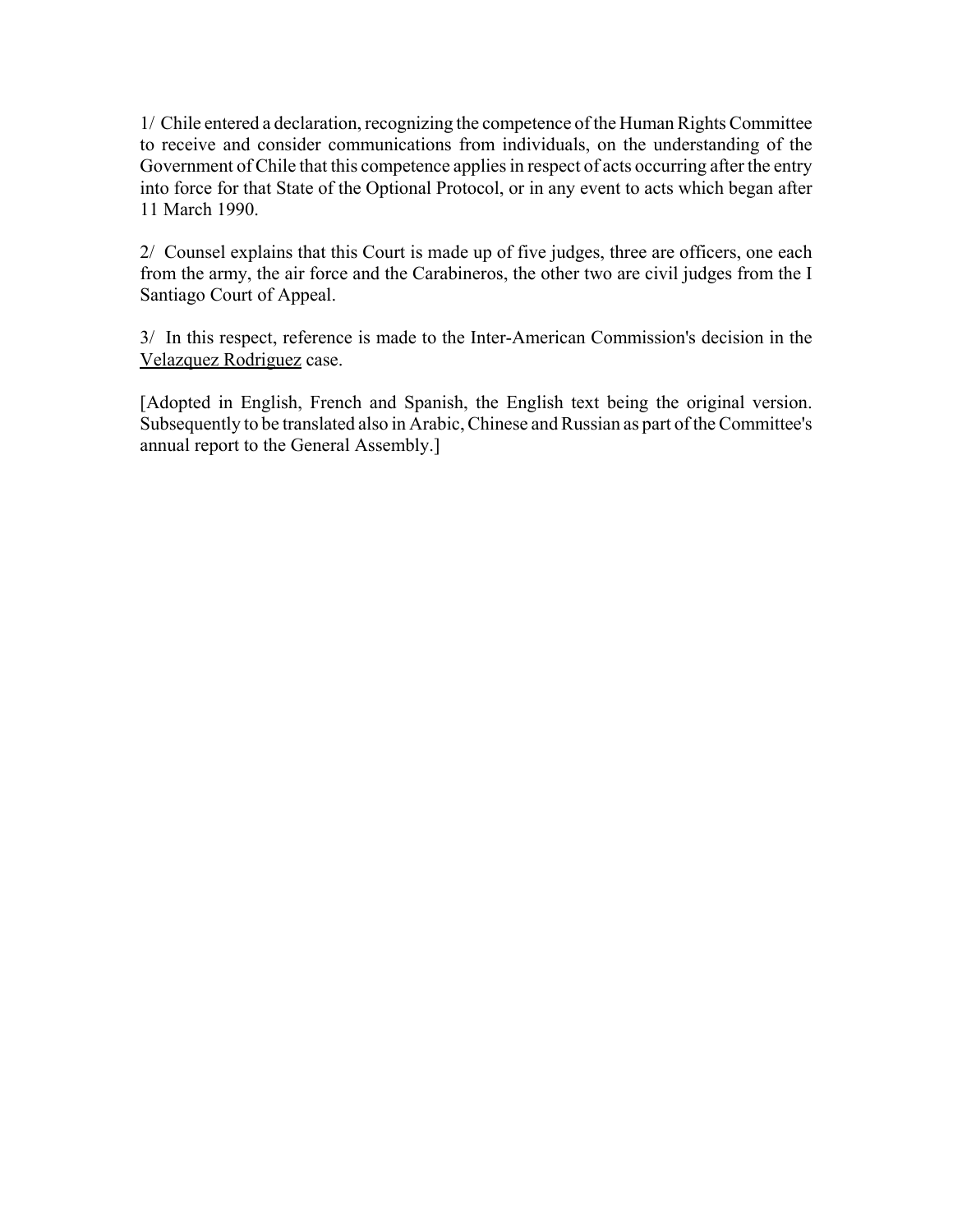1/ Chile entered a declaration, recognizing the competence of the Human Rights Committee to receive and consider communications from individuals, on the understanding of the Government of Chile that this competence applies in respect of acts occurring after the entry into force for that State of the Optional Protocol, or in any event to acts which began after 11 March 1990.

2/ Counsel explains that this Court is made up of five judges, three are officers, one each from the army, the air force and the Carabineros, the other two are civil judges from the I Santiago Court of Appeal.

3/ In this respect, reference is made to the Inter-American Commission's decision in the Velazquez Rodriguez case.

[Adopted in English, French and Spanish, the English text being the original version. Subsequently to be translated also in Arabic, Chinese and Russian as part of the Committee's annual report to the General Assembly.]